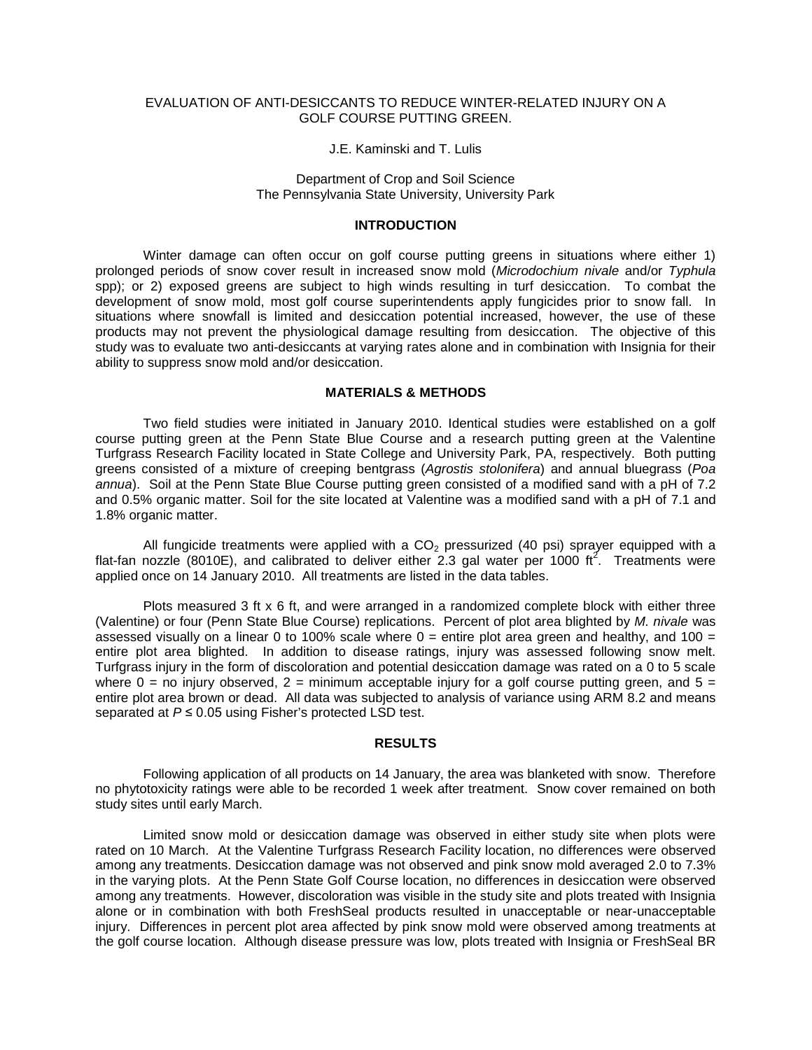# EVALUATION OF ANTI-DESICCANTS TO REDUCE WINTER-RELATED INJURY ON A GOLF COURSE PUTTING GREEN.

J.E. Kaminski and T. Lulis

Department of Crop and Soil Science
The Pennsylvania State University, University Park

## INTRODUCTION

Winter damage can often occur on golf course putting greens in situations where either 1) prolonged periods of snow cover result in increased snow mold (*Microdochium nivale* and/or *Typhula* spp); or 2) exposed greens are subject to high winds resulting in turf desiccation. To combat the development of snow mold, most golf course superintendents apply fungicides prior to snow fall. In situations where snowfall is limited and desiccation potential increased, however, the use of these products may not prevent the physiological damage resulting from desiccation. The objective of this study was to evaluate two anti-desiccants at varying rates alone and in combination with Insignia for their ability to suppress snow mold and/or desiccation.

## MATERIALS & METHODS

Two field studies were initiated in January 2010. Identical studies were established on a golf course putting green at the Penn State Blue Course and a research putting green at the Valentine Turfgrass Research Facility located in State College and University Park, PA, respectively. Both putting greens consisted of a mixture of creeping bentgrass (*Agrostis stolonifera*) and annual bluegrass (*Poa annua*). Soil at the Penn State Blue Course putting green consisted of a modified sand with a pH of 7.2 and 0.5% organic matter. Soil for the site located at Valentine was a modified sand with a pH of 7.1 and 1.8% organic matter.

All fungicide treatments were applied with a $CO_2$ pressurized (40 psi) sprayer equipped with a flat-fan nozzle (8010E), and calibrated to deliver either 2.3 gal water per 1000 $ft^2$. Treatments were applied once on 14 January 2010. All treatments are listed in the data tables.

Plots measured 3 ft x 6 ft, and were arranged in a randomized complete block with either three (Valentine) or four (Penn State Blue Course) replications. Percent of plot area blighted by *M. nivale* was assessed visually on a linear 0 to 100% scale where 0 = entire plot area green and healthy, and 100 = entire plot area blighted. In addition to disease ratings, injury was assessed following snow melt. Turfgrass injury in the form of discoloration and potential desiccation damage was rated on a 0 to 5 scale where 0 = no injury observed, 2 = minimum acceptable injury for a golf course putting green, and 5 = entire plot area brown or dead. All data was subjected to analysis of variance using ARM 8.2 and means separated at $P \leq 0.05$ using Fisher's protected LSD test.

## RESULTS

Following application of all products on 14 January, the area was blanketed with snow. Therefore no phytotoxicity ratings were able to be recorded 1 week after treatment. Snow cover remained on both study sites until early March.

Limited snow mold or desiccation damage was observed in either study site when plots were rated on 10 March. At the Valentine Turfgrass Research Facility location, no differences were observed among any treatments. Desiccation damage was not observed and pink snow mold averaged 2.0 to 7.3% in the varying plots. At the Penn State Golf Course location, no differences in desiccation were observed among any treatments. However, discoloration was visible in the study site and plots treated with Insignia alone or in combination with both FreshSeal products resulted in unacceptable or near-unacceptable injury. Differences in percent plot area affected by pink snow mold were observed among treatments at the golf course location. Although disease pressure was low, plots treated with Insignia or FreshSeal BR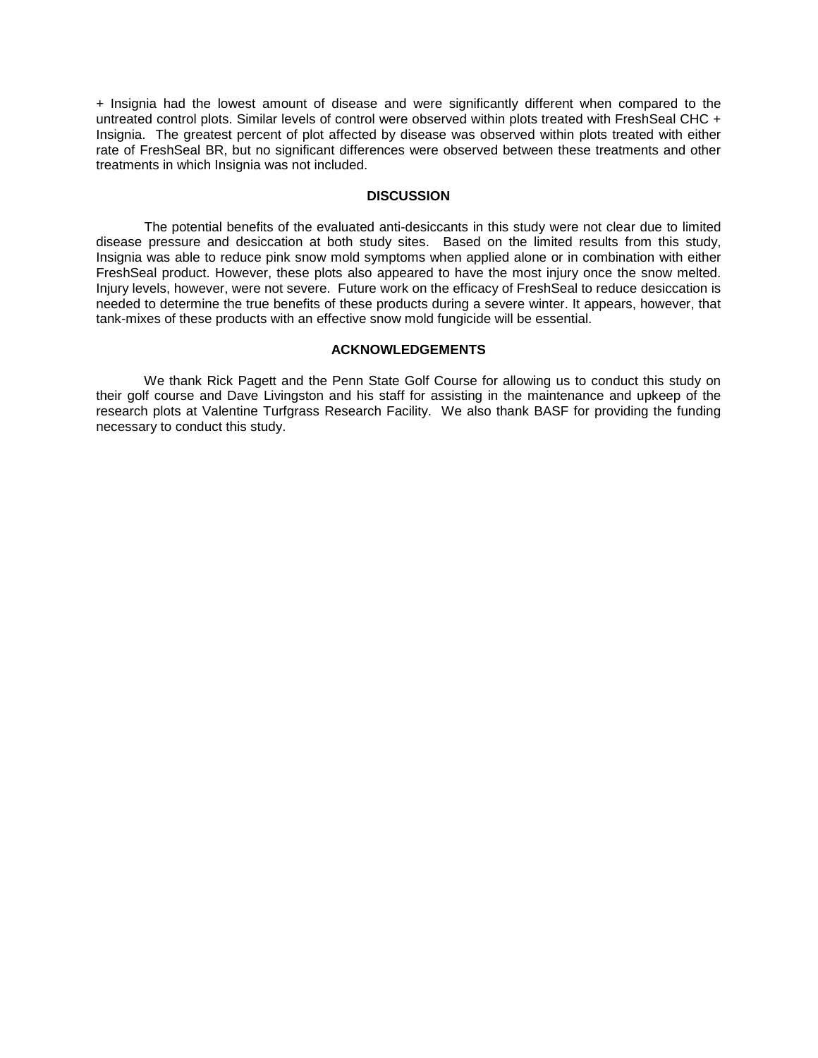+ Insignia had the lowest amount of disease and were significantly different when compared to the untreated control plots. Similar levels of control were observed within plots treated with FreshSeal CHC + Insignia. The greatest percent of plot affected by disease was observed within plots treated with either rate of FreshSeal BR, but no significant differences were observed between these treatments and other treatments in which Insignia was not included.

## DISCUSSION

The potential benefits of the evaluated anti-desiccants in this study were not clear due to limited disease pressure and desiccation at both study sites. Based on the limited results from this study, Insignia was able to reduce pink snow mold symptoms when applied alone or in combination with either FreshSeal product. However, these plots also appeared to have the most injury once the snow melted. Injury levels, however, were not severe. Future work on the efficacy of FreshSeal to reduce desiccation is needed to determine the true benefits of these products during a severe winter. It appears, however, that tank-mixes of these products with an effective snow mold fungicide will be essential.

## ACKNOWLEDGEMENTS

We thank Rick Pagett and the Penn State Golf Course for allowing us to conduct this study on their golf course and Dave Livingston and his staff for assisting in the maintenance and upkeep of the research plots at Valentine Turfgrass Research Facility. We also thank BASF for providing the funding necessary to conduct this study.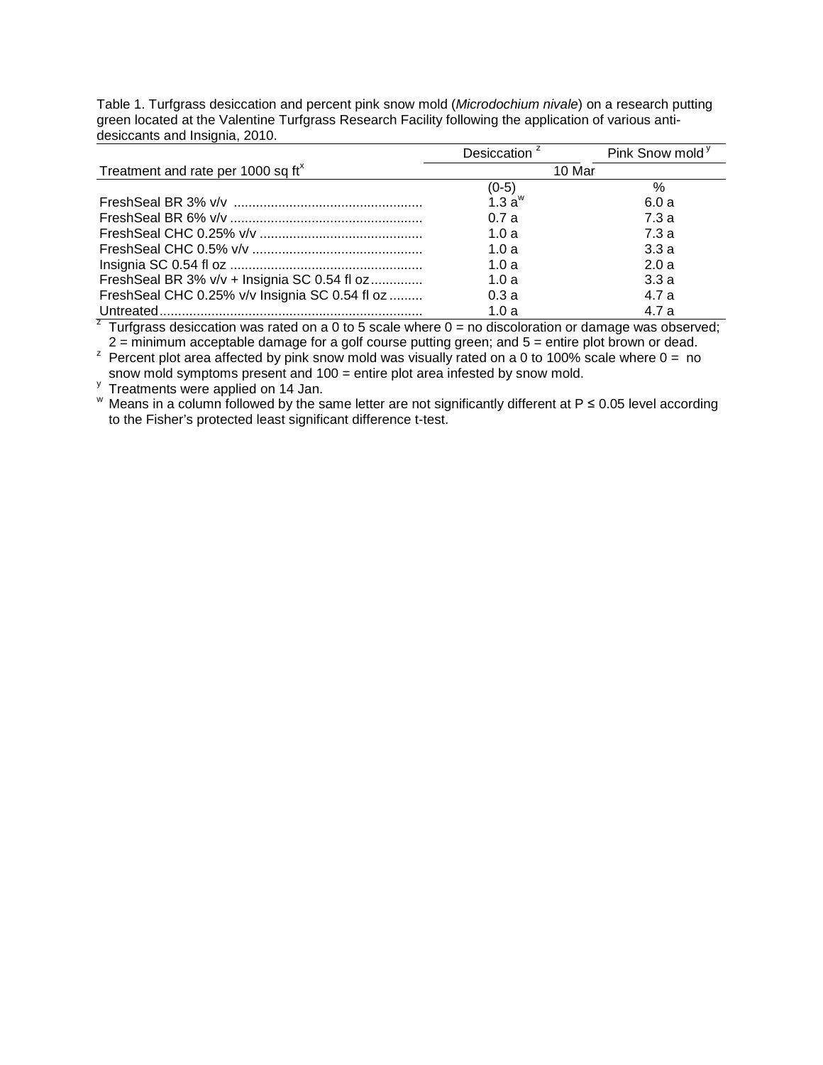Table 1. Turfgrass desiccation and percent pink snow mold (*Microdochium nivale*) on a research putting green located at the Valentine Turfgrass Research Facility following the application of various anti-desiccants and Insignia, 2010.

| Treatment and rate per 1000 sq ft[x] | Desiccation [z] | Pink Snow mold [y] |
|---|---|---|
| | 10 Mar | |
| | (0-5) | % |
| FreshSeal BR 3% v/v | 1.3 a[w] | 6.0 a |
| FreshSeal BR 6% v/v | 0.7 a | 7.3 a |
| FreshSeal CHC 0.25% v/v | 1.0 a | 7.3 a |
| FreshSeal CHC 0.5% v/v | 1.0 a | 3.3 a |
| Insignia SC 0.54 fl oz | 1.0 a | 2.0 a |
| FreshSeal BR 3% v/v + Insignia SC 0.54 fl oz | 1.0 a | 3.3 a |
| FreshSeal CHC 0.25% v/v Insignia SC 0.54 fl oz | 0.3 a | 4.7 a |
| Untreated | 1.0 a | 4.7 a |

[z] Turfgrass desiccation was rated on a 0 to 5 scale where 0 = no discoloration or damage was observed; 2 = minimum acceptable damage for a golf course putting green; and 5 = entire plot brown or dead.

[z] Percent plot area affected by pink snow mold was visually rated on a 0 to 100% scale where 0 = no snow mold symptoms present and 100 = entire plot area infested by snow mold.

[y] Treatments were applied on 14 Jan.

[w] Means in a column followed by the same letter are not significantly different at P ≤ 0.05 level according to the Fisher's protected least significant difference t-test.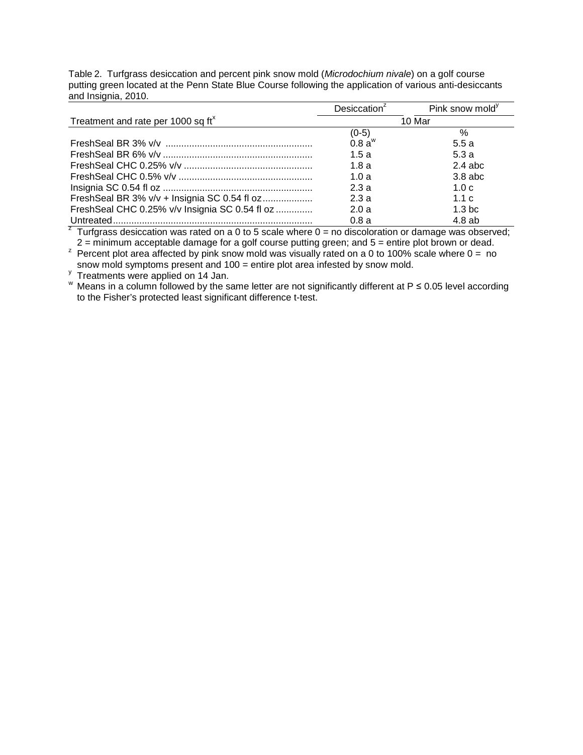Table 2. Turfgrass desiccation and percent pink snow mold (*Microdochium nivale*) on a golf course putting green located at the Penn State Blue Course following the application of various anti-desiccants and Insignia, 2010.

| | Desiccation[z] | Pink snow mold[y] |
|---|---|---|
| Treatment and rate per 1000 sq ft[x] | 10 Mar | |
| | (0-5) | % |
| FreshSeal BR 3% v/v | 0.8 a[w] | 5.5 a |
| FreshSeal BR 6% v/v | 1.5 a | 5.3 a |
| FreshSeal CHC 0.25% v/v | 1.8 a | 2.4 abc |
| FreshSeal CHC 0.5% v/v | 1.0 a | 3.8 abc |
| Insignia SC 0.54 fl oz | 2.3 a | 1.0 c |
| FreshSeal BR 3% v/v + Insignia SC 0.54 fl oz | 2.3 a | 1.1 c |
| FreshSeal CHC 0.25% v/v Insignia SC 0.54 fl oz | 2.0 a | 1.3 bc |
| Untreated | 0.8 a | 4.8 ab |

[z] Turfgrass desiccation was rated on a 0 to 5 scale where 0 = no discoloration or damage was observed; 2 = minimum acceptable damage for a golf course putting green; and 5 = entire plot brown or dead.

[z] Percent plot area affected by pink snow mold was visually rated on a 0 to 100% scale where 0 = no snow mold symptoms present and 100 = entire plot area infested by snow mold.

[y] Treatments were applied on 14 Jan.

[w] Means in a column followed by the same letter are not significantly different at P ≤ 0.05 level according to the Fisher's protected least significant difference t-test.